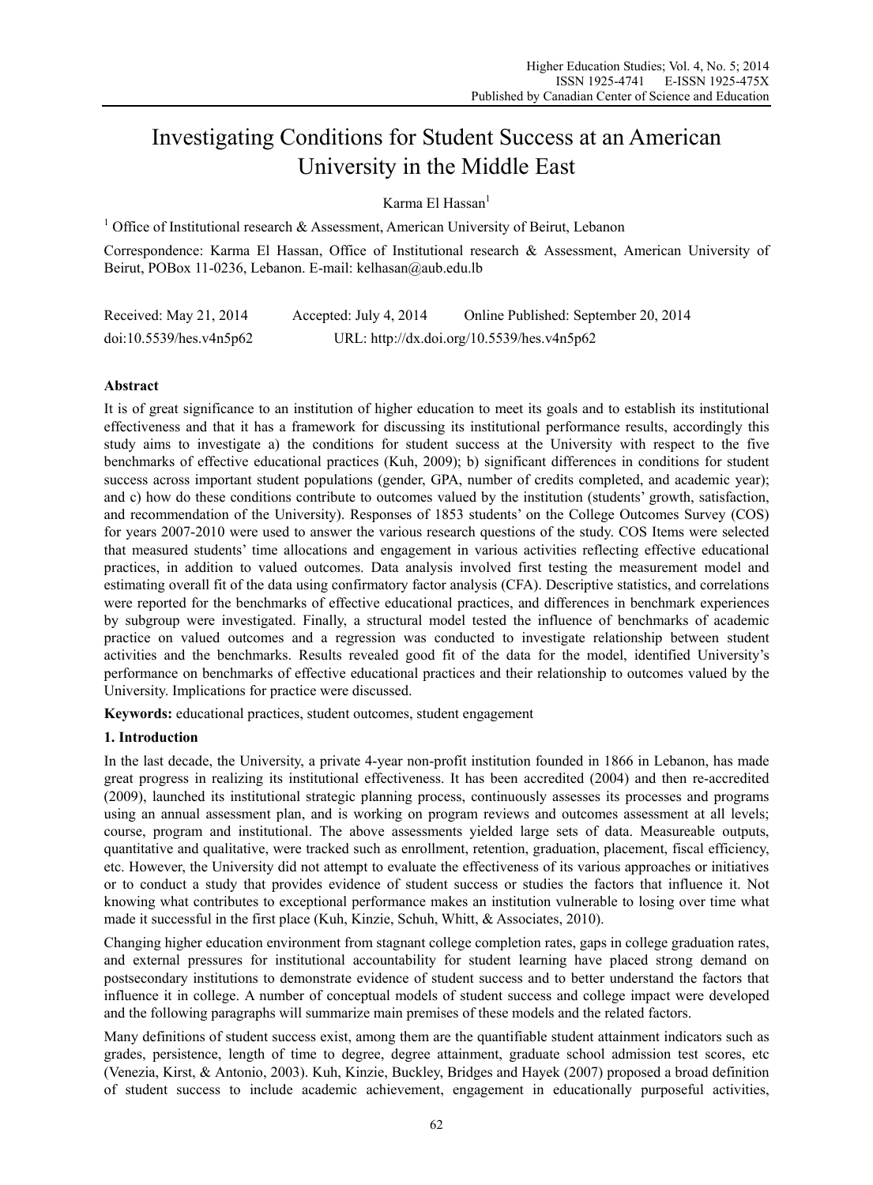# Investigating Conditions for Student Success at an American University in the Middle East

Karma El Hassan[1]

[1] Office of Institutional research & Assessment, American University of Beirut, Lebanon

Correspondence: Karma El Hassan, Office of Institutional research & Assessment, American University of Beirut, POBox 11-0236, Lebanon. E-mail: kelhasan@aub.edu.lb

Received: May 21, 2014  Accepted: July 4, 2014  Online Published: September 20, 2014

doi:10.5539/hes.v4n5p62  URL: http://dx.doi.org/10.5539/hes.v4n5p62

## Abstract

It is of great significance to an institution of higher education to meet its goals and to establish its institutional effectiveness and that it has a framework for discussing its institutional performance results, accordingly this study aims to investigate a) the conditions for student success at the University with respect to the five benchmarks of effective educational practices (Kuh, 2009); b) significant differences in conditions for student success across important student populations (gender, GPA, number of credits completed, and academic year); and c) how do these conditions contribute to outcomes valued by the institution (students' growth, satisfaction, and recommendation of the University). Responses of 1853 students' on the College Outcomes Survey (COS) for years 2007-2010 were used to answer the various research questions of the study. COS Items were selected that measured students' time allocations and engagement in various activities reflecting effective educational practices, in addition to valued outcomes. Data analysis involved first testing the measurement model and estimating overall fit of the data using confirmatory factor analysis (CFA). Descriptive statistics, and correlations were reported for the benchmarks of effective educational practices, and differences in benchmark experiences by subgroup were investigated. Finally, a structural model tested the influence of benchmarks of academic practice on valued outcomes and a regression was conducted to investigate relationship between student activities and the benchmarks. Results revealed good fit of the data for the model, identified University's performance on benchmarks of effective educational practices and their relationship to outcomes valued by the University. Implications for practice were discussed.

**Keywords:** educational practices, student outcomes, student engagement

## 1. Introduction

In the last decade, the University, a private 4-year non-profit institution founded in 1866 in Lebanon, has made great progress in realizing its institutional effectiveness. It has been accredited (2004) and then re-accredited (2009), launched its institutional strategic planning process, continuously assesses its processes and programs using an annual assessment plan, and is working on program reviews and outcomes assessment at all levels; course, program and institutional. The above assessments yielded large sets of data. Measureable outputs, quantitative and qualitative, were tracked such as enrollment, retention, graduation, placement, fiscal efficiency, etc. However, the University did not attempt to evaluate the effectiveness of its various approaches or initiatives or to conduct a study that provides evidence of student success or studies the factors that influence it. Not knowing what contributes to exceptional performance makes an institution vulnerable to losing over time what made it successful in the first place (Kuh, Kinzie, Schuh, Whitt, & Associates, 2010).

Changing higher education environment from stagnant college completion rates, gaps in college graduation rates, and external pressures for institutional accountability for student learning have placed strong demand on postsecondary institutions to demonstrate evidence of student success and to better understand the factors that influence it in college. A number of conceptual models of student success and college impact were developed and the following paragraphs will summarize main premises of these models and the related factors.

Many definitions of student success exist, among them are the quantifiable student attainment indicators such as grades, persistence, length of time to degree, degree attainment, graduate school admission test scores, etc (Venezia, Kirst, & Antonio, 2003). Kuh, Kinzie, Buckley, Bridges and Hayek (2007) proposed a broad definition of student success to include academic achievement, engagement in educationally purposeful activities,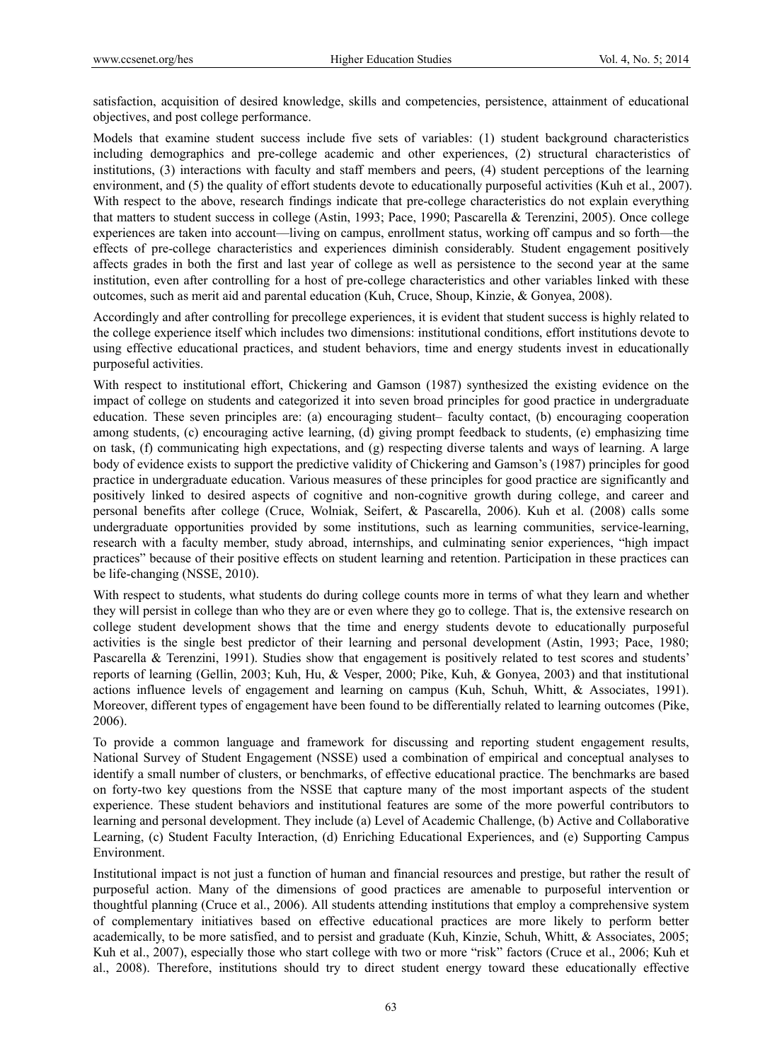satisfaction, acquisition of desired knowledge, skills and competencies, persistence, attainment of educational objectives, and post college performance.

Models that examine student success include five sets of variables: (1) student background characteristics including demographics and pre-college academic and other experiences, (2) structural characteristics of institutions, (3) interactions with faculty and staff members and peers, (4) student perceptions of the learning environment, and (5) the quality of effort students devote to educationally purposeful activities (Kuh et al., 2007). With respect to the above, research findings indicate that pre-college characteristics do not explain everything that matters to student success in college (Astin, 1993; Pace, 1990; Pascarella & Terenzini, 2005). Once college experiences are taken into account—living on campus, enrollment status, working off campus and so forth—the effects of pre-college characteristics and experiences diminish considerably. Student engagement positively affects grades in both the first and last year of college as well as persistence to the second year at the same institution, even after controlling for a host of pre-college characteristics and other variables linked with these outcomes, such as merit aid and parental education (Kuh, Cruce, Shoup, Kinzie, & Gonyea, 2008).

Accordingly and after controlling for precollege experiences, it is evident that student success is highly related to the college experience itself which includes two dimensions: institutional conditions, effort institutions devote to using effective educational practices, and student behaviors, time and energy students invest in educationally purposeful activities.

With respect to institutional effort, Chickering and Gamson (1987) synthesized the existing evidence on the impact of college on students and categorized it into seven broad principles for good practice in undergraduate education. These seven principles are: (a) encouraging student– faculty contact, (b) encouraging cooperation among students, (c) encouraging active learning, (d) giving prompt feedback to students, (e) emphasizing time on task, (f) communicating high expectations, and (g) respecting diverse talents and ways of learning. A large body of evidence exists to support the predictive validity of Chickering and Gamson's (1987) principles for good practice in undergraduate education. Various measures of these principles for good practice are significantly and positively linked to desired aspects of cognitive and non-cognitive growth during college, and career and personal benefits after college (Cruce, Wolniak, Seifert, & Pascarella, 2006). Kuh et al. (2008) calls some undergraduate opportunities provided by some institutions, such as learning communities, service-learning, research with a faculty member, study abroad, internships, and culminating senior experiences, "high impact practices" because of their positive effects on student learning and retention. Participation in these practices can be life-changing (NSSE, 2010).

With respect to students, what students do during college counts more in terms of what they learn and whether they will persist in college than who they are or even where they go to college. That is, the extensive research on college student development shows that the time and energy students devote to educationally purposeful activities is the single best predictor of their learning and personal development (Astin, 1993; Pace, 1980; Pascarella & Terenzini, 1991). Studies show that engagement is positively related to test scores and students' reports of learning (Gellin, 2003; Kuh, Hu, & Vesper, 2000; Pike, Kuh, & Gonyea, 2003) and that institutional actions influence levels of engagement and learning on campus (Kuh, Schuh, Whitt, & Associates, 1991). Moreover, different types of engagement have been found to be differentially related to learning outcomes (Pike, 2006).

To provide a common language and framework for discussing and reporting student engagement results, National Survey of Student Engagement (NSSE) used a combination of empirical and conceptual analyses to identify a small number of clusters, or benchmarks, of effective educational practice. The benchmarks are based on forty-two key questions from the NSSE that capture many of the most important aspects of the student experience. These student behaviors and institutional features are some of the more powerful contributors to learning and personal development. They include (a) Level of Academic Challenge, (b) Active and Collaborative Learning, (c) Student Faculty Interaction, (d) Enriching Educational Experiences, and (e) Supporting Campus Environment.

Institutional impact is not just a function of human and financial resources and prestige, but rather the result of purposeful action. Many of the dimensions of good practices are amenable to purposeful intervention or thoughtful planning (Cruce et al., 2006). All students attending institutions that employ a comprehensive system of complementary initiatives based on effective educational practices are more likely to perform better academically, to be more satisfied, and to persist and graduate (Kuh, Kinzie, Schuh, Whitt, & Associates, 2005; Kuh et al., 2007), especially those who start college with two or more "risk" factors (Cruce et al., 2006; Kuh et al., 2008). Therefore, institutions should try to direct student energy toward these educationally effective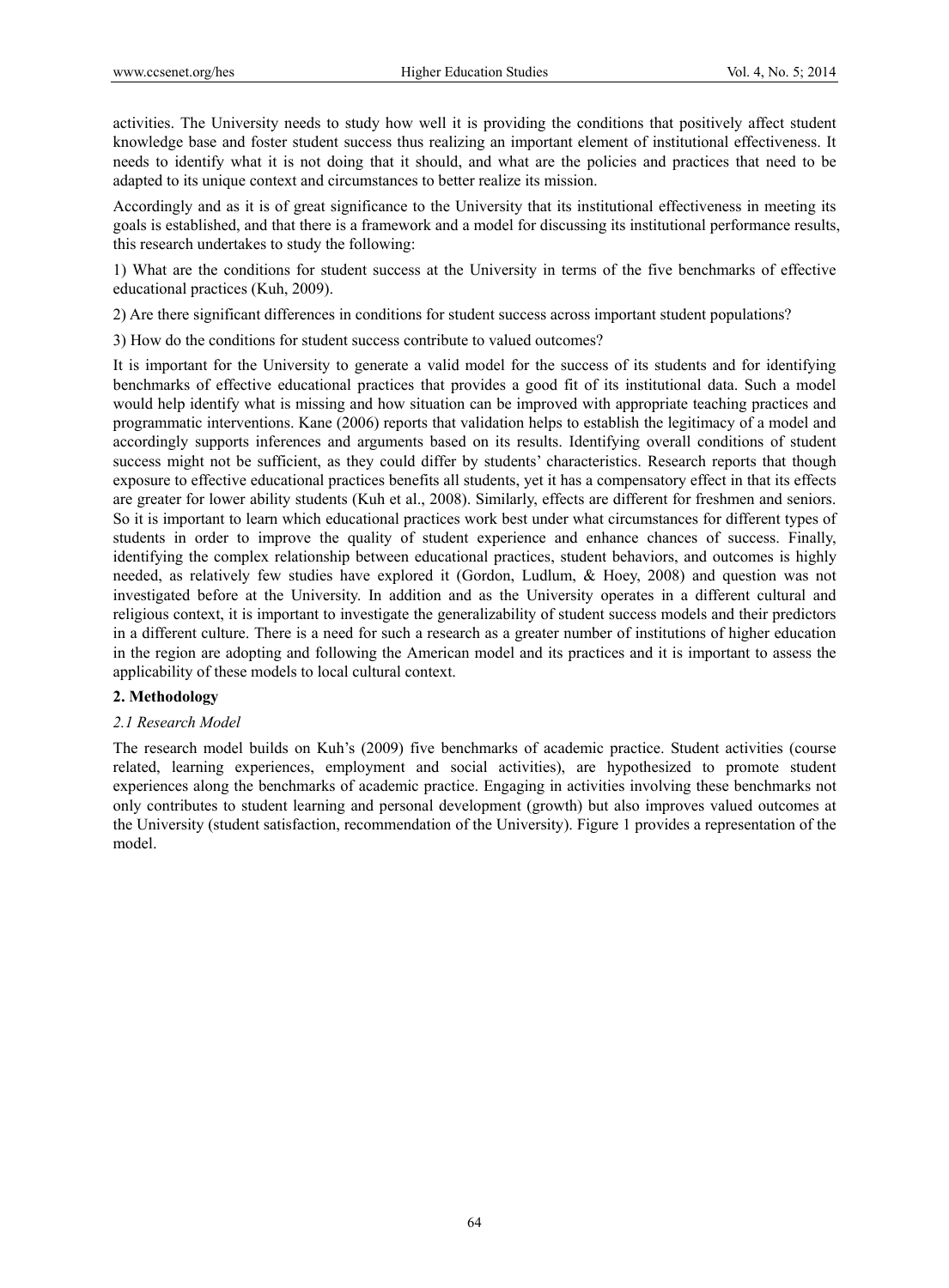activities. The University needs to study how well it is providing the conditions that positively affect student knowledge base and foster student success thus realizing an important element of institutional effectiveness. It needs to identify what it is not doing that it should, and what are the policies and practices that need to be adapted to its unique context and circumstances to better realize its mission.

Accordingly and as it is of great significance to the University that its institutional effectiveness in meeting its goals is established, and that there is a framework and a model for discussing its institutional performance results, this research undertakes to study the following:

1) What are the conditions for student success at the University in terms of the five benchmarks of effective educational practices (Kuh, 2009).

2) Are there significant differences in conditions for student success across important student populations?

3) How do the conditions for student success contribute to valued outcomes?

It is important for the University to generate a valid model for the success of its students and for identifying benchmarks of effective educational practices that provides a good fit of its institutional data. Such a model would help identify what is missing and how situation can be improved with appropriate teaching practices and programmatic interventions. Kane (2006) reports that validation helps to establish the legitimacy of a model and accordingly supports inferences and arguments based on its results. Identifying overall conditions of student success might not be sufficient, as they could differ by students' characteristics. Research reports that though exposure to effective educational practices benefits all students, yet it has a compensatory effect in that its effects are greater for lower ability students (Kuh et al., 2008). Similarly, effects are different for freshmen and seniors. So it is important to learn which educational practices work best under what circumstances for different types of students in order to improve the quality of student experience and enhance chances of success. Finally, identifying the complex relationship between educational practices, student behaviors, and outcomes is highly needed, as relatively few studies have explored it (Gordon, Ludlum, & Hoey, 2008) and question was not investigated before at the University. In addition and as the University operates in a different cultural and religious context, it is important to investigate the generalizability of student success models and their predictors in a different culture. There is a need for such a research as a greater number of institutions of higher education in the region are adopting and following the American model and its practices and it is important to assess the applicability of these models to local cultural context.

## 2. Methodology

### *2.1 Research Model*

The research model builds on Kuh's (2009) five benchmarks of academic practice. Student activities (course related, learning experiences, employment and social activities), are hypothesized to promote student experiences along the benchmarks of academic practice. Engaging in activities involving these benchmarks not only contributes to student learning and personal development (growth) but also improves valued outcomes at the University (student satisfaction, recommendation of the University). Figure 1 provides a representation of the model.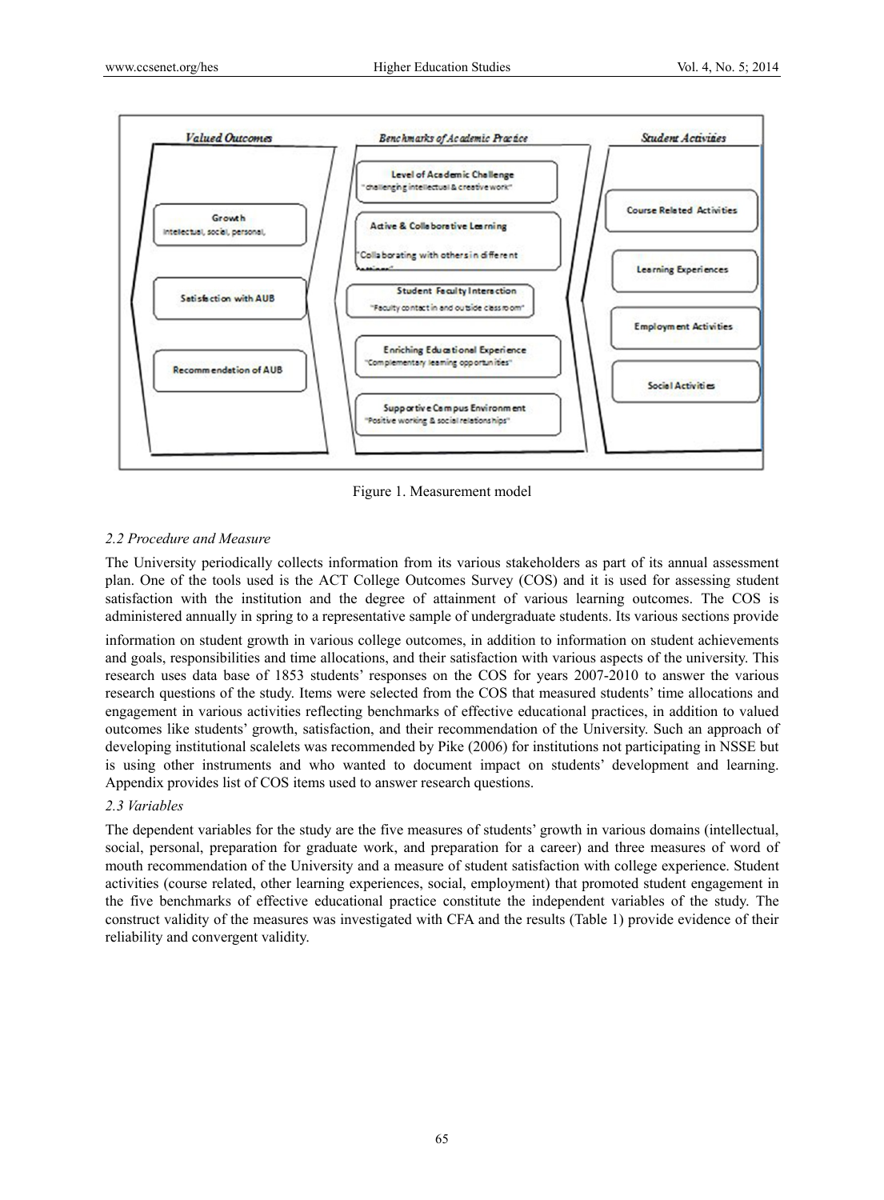**Valued Outcomes**

- Growth — Intellectual, social, personal,
- Satisfaction with AUB
- Recommendation of AUB

**Benchmarks of Academic Practice**

- Level of Academic Challenge — "challenging intellectual & creative work"
- Active & Collaborative Learning — "Collaborating with others in different settings"
- Student Faculty Interaction — "Faculty contact in and outside classroom"
- Enriching Educational Experience — "Complementary learning opportunities"
- Supportive Campus Environment — "Positive working & social relationships"

**Student Activities**

- Course Related Activities
- Learning Experiences
- Employment Activities
- Social Activities

Figure 1. Measurement model

### *2.2 Procedure and Measure*

The University periodically collects information from its various stakeholders as part of its annual assessment plan. One of the tools used is the ACT College Outcomes Survey (COS) and it is used for assessing student satisfaction with the institution and the degree of attainment of various learning outcomes. The COS is administered annually in spring to a representative sample of undergraduate students. Its various sections provide information on student growth in various college outcomes, in addition to information on student achievements and goals, responsibilities and time allocations, and their satisfaction with various aspects of the university. This research uses data base of 1853 students' responses on the COS for years 2007-2010 to answer the various research questions of the study. Items were selected from the COS that measured students' time allocations and engagement in various activities reflecting benchmarks of effective educational practices, in addition to valued outcomes like students' growth, satisfaction, and their recommendation of the University. Such an approach of developing institutional scalelets was recommended by Pike (2006) for institutions not participating in NSSE but is using other instruments and who wanted to document impact on students' development and learning. Appendix provides list of COS items used to answer research questions.

### *2.3 Variables*

The dependent variables for the study are the five measures of students' growth in various domains (intellectual, social, personal, preparation for graduate work, and preparation for a career) and three measures of word of mouth recommendation of the University and a measure of student satisfaction with college experience. Student activities (course related, other learning experiences, social, employment) that promoted student engagement in the five benchmarks of effective educational practice constitute the independent variables of the study. The construct validity of the measures was investigated with CFA and the results (Table 1) provide evidence of their reliability and convergent validity.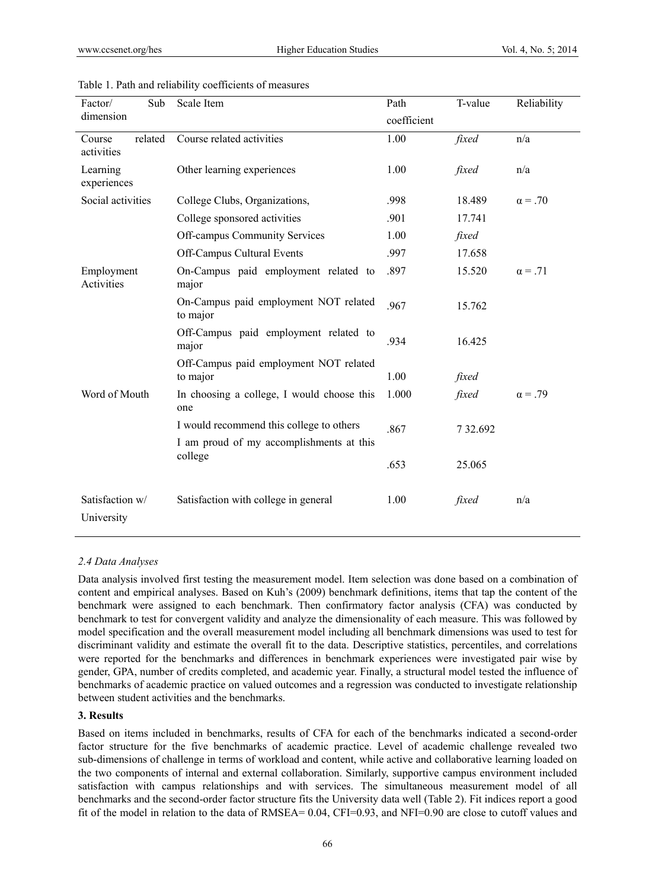Table 1. Path and reliability coefficients of measures

| Factor/ Sub dimension | Scale Item | Path coefficient | T-value | Reliability |
|---|---|---|---|---|
| Course related activities | Course related activities | 1.00 | *fixed* | n/a |
| Learning experiences | Other learning experiences | 1.00 | *fixed* | n/a |
| Social activities | College Clubs, Organizations, | .998 | 18.489 | α = .70 |
| | College sponsored activities | .901 | 17.741 | |
| | Off-campus Community Services | 1.00 | *fixed* | |
| | Off-Campus Cultural Events | .997 | 17.658 | |
| Employment Activities | On-Campus paid employment related to major | .897 | 15.520 | α = .71 |
| | On-Campus paid employment NOT related to major | .967 | 15.762 | |
| | Off-Campus paid employment related to major | .934 | 16.425 | |
| | Off-Campus paid employment NOT related to major | 1.00 | *fixed* | |
| Word of Mouth | In choosing a college, I would choose this one | 1.000 | *fixed* | α = .79 |
| | I would recommend this college to others | .867 | 7 32.692 | |
| | I am proud of my accomplishments at this college | .653 | 25.065 | |
| Satisfaction w/ University | Satisfaction with college in general | 1.00 | *fixed* | n/a |

*2.4 Data Analyses*

Data analysis involved first testing the measurement model. Item selection was done based on a combination of content and empirical analyses. Based on Kuh's (2009) benchmark definitions, items that tap the content of the benchmark were assigned to each benchmark. Then confirmatory factor analysis (CFA) was conducted by benchmark to test for convergent validity and analyze the dimensionality of each measure. This was followed by model specification and the overall measurement model including all benchmark dimensions was used to test for discriminant validity and estimate the overall fit to the data. Descriptive statistics, percentiles, and correlations were reported for the benchmarks and differences in benchmark experiences were investigated pair wise by gender, GPA, number of credits completed, and academic year. Finally, a structural model tested the influence of benchmarks of academic practice on valued outcomes and a regression was conducted to investigate relationship between student activities and the benchmarks.

**3. Results**

Based on items included in benchmarks, results of CFA for each of the benchmarks indicated a second-order factor structure for the five benchmarks of academic practice. Level of academic challenge revealed two sub-dimensions of challenge in terms of workload and content, while active and collaborative learning loaded on the two components of internal and external collaboration. Similarly, supportive campus environment included satisfaction with campus relationships and with services. The simultaneous measurement model of all benchmarks and the second-order factor structure fits the University data well (Table 2). Fit indices report a good fit of the model in relation to the data of RMSEA= 0.04, CFI=0.93, and NFI=0.90 are close to cutoff values and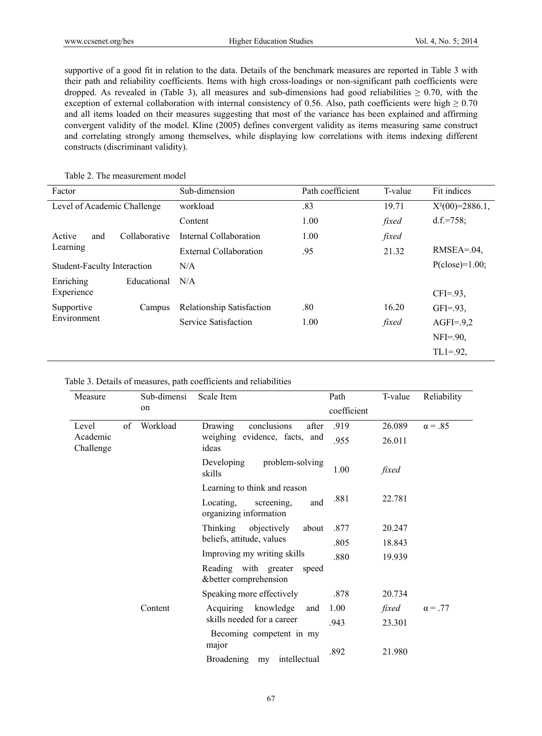supportive of a good fit in relation to the data. Details of the benchmark measures are reported in Table 3 with their path and reliability coefficients. Items with high cross-loadings or non-significant path coefficients were dropped. As revealed in (Table 3), all measures and sub-dimensions had good reliabilities ≥ 0.70, with the exception of external collaboration with internal consistency of 0.56. Also, path coefficients were high ≥ 0.70 and all items loaded on their measures suggesting that most of the variance has been explained and affirming convergent validity of the model. Kline (2005) defines convergent validity as items measuring same construct and correlating strongly among themselves, while displaying low correlations with items indexing different constructs (discriminant validity).

Table 2. The measurement model

| Factor | Sub-dimension | Path coefficient | T-value | Fit indices |
|---|---|---|---|---|
| Level of Academic Challenge | workload | .83 | 19.71 | $X^2(00)$=2886.1, |
| | Content | 1.00 | *fixed* | d.f.=758; |
| Active and Collaborative Learning | Internal Collaboration | 1.00 | *fixed* | |
| | External Collaboration | .95 | 21.32 | RMSEA=.04, |
| Student-Faculty Interaction | N/A | | | P(close)=1.00; |
| Enriching Educational Experience | N/A | | | CFI=.93, |
| Supportive Campus Environment | Relationship Satisfaction | .80 | 16.20 | GFI=.93, |
| | Service Satisfaction | 1.00 | *fixed* | AGFI=.9,2 |
| | | | | NFI=.90, |
| | | | | TL1=.92, |

Table 3. Details of measures, path coefficients and reliabilities

| Measure | Sub-dimension | Scale Item | Path coefficient | T-value | Reliability |
|---|---|---|---|---|---|
| Level of Academic Challenge | Workload | Drawing conclusions after weighing evidence, facts, and ideas | .919 | 26.089 | α = .85 |
| | | | .955 | 26.011 | |
| | | Developing problem-solving skills | 1.00 | *fixed* | |
| | | Learning to think and reason | | | |
| | | Locating, screening, and organizing information | .881 | 22.781 | |
| | | Thinking objectively about beliefs, attitude, values | .877 | 20.247 | |
| | | | .805 | 18.843 | |
| | | Improving my writing skills | .880 | 19.939 | |
| | | Reading with greater speed &better comprehension | | | |
| | | Speaking more effectively | .878 | 20.734 | |
| | Content | Acquiring knowledge and skills needed for a career | 1.00 | *fixed* | α = .77 |
| | | | .943 | 23.301 | |
| | | Becoming competent in my major | | | |
| | | Broadening my intellectual | .892 | 21.980 | |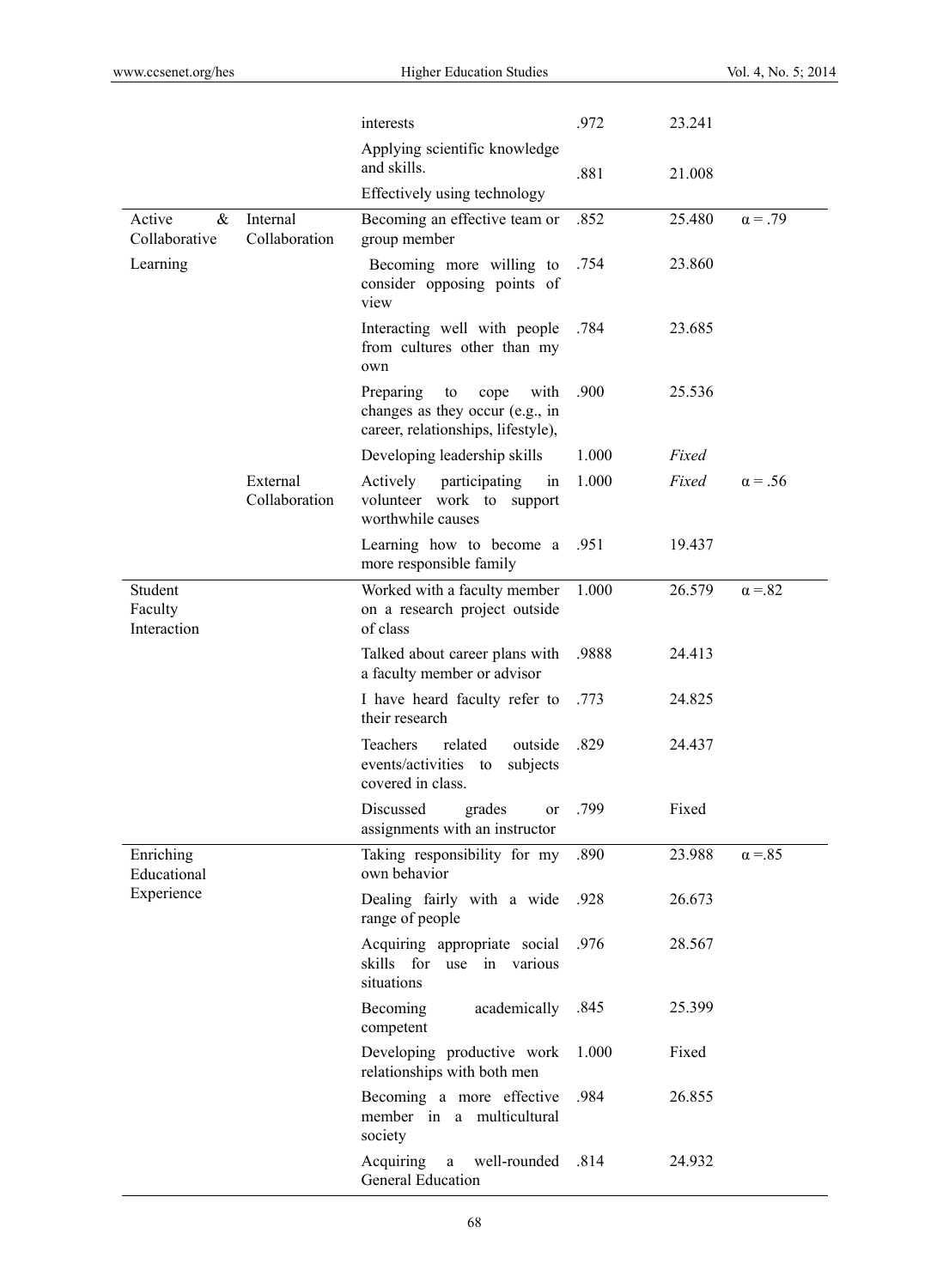|  |  | interests | .972 | 23.241 |  |
|---|---|---|---|---|---|
|  |  | Applying scientific knowledge and skills. | .881 | 21.008 |  |
|  |  | Effectively using technology |  |  |  |
| Active & Collaborative Learning | Internal Collaboration | Becoming an effective team or group member | .852 | 25.480 | α = .79 |
|  |  | Becoming more willing to consider opposing points of view | .754 | 23.860 |  |
|  |  | Interacting well with people from cultures other than my own | .784 | 23.685 |  |
|  |  | Preparing to cope with changes as they occur (e.g., in career, relationships, lifestyle), | .900 | 25.536 |  |
|  |  | Developing leadership skills | 1.000 | *Fixed* |  |
|  | External Collaboration | Actively participating in volunteer work to support worthwhile causes | 1.000 | *Fixed* | α = .56 |
|  |  | Learning how to become a more responsible family | .951 | 19.437 |  |
| Student Faculty Interaction |  | Worked with a faculty member on a research project outside of class | 1.000 | 26.579 | α =.82 |
|  |  | Talked about career plans with a faculty member or advisor | .9888 | 24.413 |  |
|  |  | I have heard faculty refer to their research | .773 | 24.825 |  |
|  |  | Teachers related outside events/activities to subjects covered in class. | .829 | 24.437 |  |
|  |  | Discussed grades or assignments with an instructor | .799 | Fixed |  |
| Enriching Educational Experience |  | Taking responsibility for my own behavior | .890 | 23.988 | α =.85 |
|  |  | Dealing fairly with a wide range of people | .928 | 26.673 |  |
|  |  | Acquiring appropriate social skills for use in various situations | .976 | 28.567 |  |
|  |  | Becoming academically competent | .845 | 25.399 |  |
|  |  | Developing productive work relationships with both men | 1.000 | Fixed |  |
|  |  | Becoming a more effective member in a multicultural society | .984 | 26.855 |  |
|  |  | Acquiring a well-rounded General Education | .814 | 24.932 |  |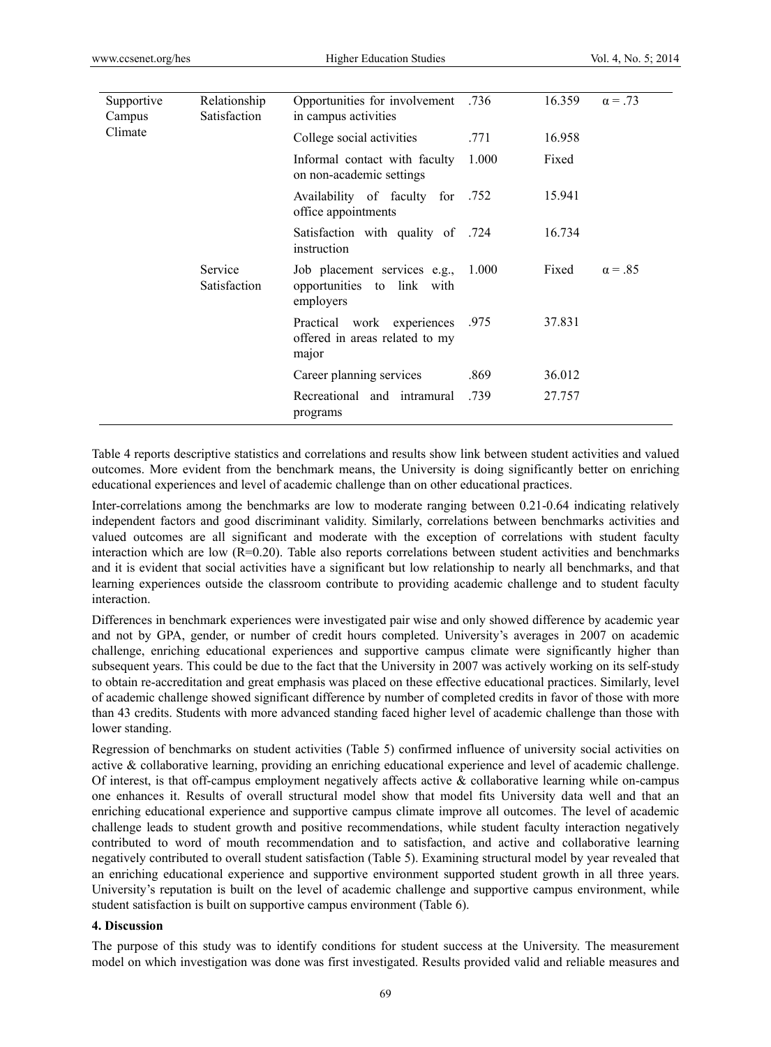| | | | | | |
|---|---|---|---|---|---|
| Supportive Campus Climate | Relationship Satisfaction | Opportunities for involvement in campus activities | .736 | 16.359 | α = .73 |
| | | College social activities | .771 | 16.958 | |
| | | Informal contact with faculty on non-academic settings | 1.000 | Fixed | |
| | | Availability of faculty for office appointments | .752 | 15.941 | |
| | | Satisfaction with quality of instruction | .724 | 16.734 | |
| | Service Satisfaction | Job placement services e.g., opportunities to link with employers | 1.000 | Fixed | α = .85 |
| | | Practical work experiences offered in areas related to my major | .975 | 37.831 | |
| | | Career planning services | .869 | 36.012 | |
| | | Recreational and intramural programs | .739 | 27.757 | |

Table 4 reports descriptive statistics and correlations and results show link between student activities and valued outcomes. More evident from the benchmark means, the University is doing significantly better on enriching educational experiences and level of academic challenge than on other educational practices.

Inter-correlations among the benchmarks are low to moderate ranging between 0.21-0.64 indicating relatively independent factors and good discriminant validity. Similarly, correlations between benchmarks activities and valued outcomes are all significant and moderate with the exception of correlations with student faculty interaction which are low (R=0.20). Table also reports correlations between student activities and benchmarks and it is evident that social activities have a significant but low relationship to nearly all benchmarks, and that learning experiences outside the classroom contribute to providing academic challenge and to student faculty interaction.

Differences in benchmark experiences were investigated pair wise and only showed difference by academic year and not by GPA, gender, or number of credit hours completed. University's averages in 2007 on academic challenge, enriching educational experiences and supportive campus climate were significantly higher than subsequent years. This could be due to the fact that the University in 2007 was actively working on its self-study to obtain re-accreditation and great emphasis was placed on these effective educational practices. Similarly, level of academic challenge showed significant difference by number of completed credits in favor of those with more than 43 credits. Students with more advanced standing faced higher level of academic challenge than those with lower standing.

Regression of benchmarks on student activities (Table 5) confirmed influence of university social activities on active & collaborative learning, providing an enriching educational experience and level of academic challenge. Of interest, is that off-campus employment negatively affects active & collaborative learning while on-campus one enhances it. Results of overall structural model show that model fits University data well and that an enriching educational experience and supportive campus climate improve all outcomes. The level of academic challenge leads to student growth and positive recommendations, while student faculty interaction negatively contributed to word of mouth recommendation and to satisfaction, and active and collaborative learning negatively contributed to overall student satisfaction (Table 5). Examining structural model by year revealed that an enriching educational experience and supportive environment supported student growth in all three years. University's reputation is built on the level of academic challenge and supportive campus environment, while student satisfaction is built on supportive campus environment (Table 6).

## 4. Discussion

The purpose of this study was to identify conditions for student success at the University. The measurement model on which investigation was done was first investigated. Results provided valid and reliable measures and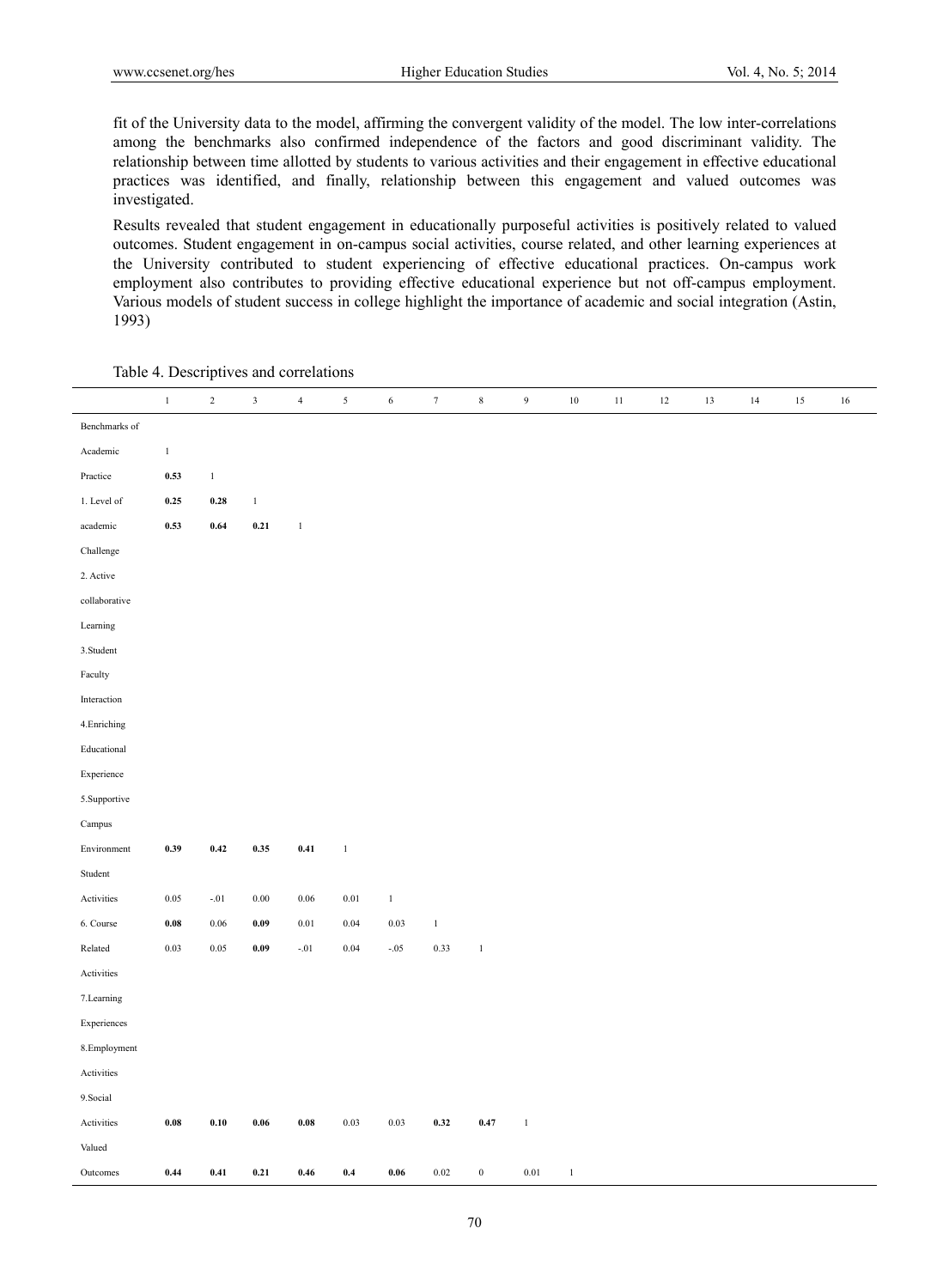fit of the University data to the model, affirming the convergent validity of the model. The low inter-correlations among the benchmarks also confirmed independence of the factors and good discriminant validity. The relationship between time allotted by students to various activities and their engagement in effective educational practices was identified, and finally, relationship between this engagement and valued outcomes was investigated.

Results revealed that student engagement in educationally purposeful activities is positively related to valued outcomes. Student engagement in on-campus social activities, course related, and other learning experiences at the University contributed to student experiencing of effective educational practices. On-campus work employment also contributes to providing effective educational experience but not off-campus employment. Various models of student success in college highlight the importance of academic and social integration (Astin, 1993)

Table 4. Descriptives and correlations

| | 1 | 2 | 3 | 4 | 5 | 6 | 7 | 8 | 9 | 10 | 11 | 12 | 13 | 14 | 15 | 16 |
|---|---|---|---|---|---|---|---|---|---|---|---|---|---|---|---|---|
| Benchmarks of | | | | | | | | | | | | | | | | |
| Academic | 1 | | | | | | | | | | | | | | | |
| Practice | **0.53** | 1 | | | | | | | | | | | | | | |
| 1. Level of | **0.25** | **0.28** | 1 | | | | | | | | | | | | | |
| academic | **0.53** | **0.64** | **0.21** | 1 | | | | | | | | | | | | |
| Challenge | | | | | | | | | | | | | | | | |
| 2. Active | | | | | | | | | | | | | | | | |
| collaborative | | | | | | | | | | | | | | | | |
| Learning | | | | | | | | | | | | | | | | |
| 3.Student | | | | | | | | | | | | | | | | |
| Faculty | | | | | | | | | | | | | | | | |
| Interaction | | | | | | | | | | | | | | | | |
| 4.Enriching | | | | | | | | | | | | | | | | |
| Educational | | | | | | | | | | | | | | | | |
| Experience | | | | | | | | | | | | | | | | |
| 5.Supportive | | | | | | | | | | | | | | | | |
| Campus | | | | | | | | | | | | | | | | |
| Environment | **0.39** | **0.42** | **0.35** | **0.41** | 1 | | | | | | | | | | | |
| Student | | | | | | | | | | | | | | | | |
| Activities | 0.05 | -.01 | 0.00 | 0.06 | 0.01 | 1 | | | | | | | | | | |
| 6. Course | **0.08** | 0.06 | **0.09** | 0.01 | 0.04 | 0.03 | 1 | | | | | | | | | |
| Related | 0.03 | 0.05 | **0.09** | -.01 | 0.04 | -.05 | 0.33 | 1 | | | | | | | | |
| Activities | | | | | | | | | | | | | | | | |
| 7.Learning | | | | | | | | | | | | | | | | |
| Experiences | | | | | | | | | | | | | | | | |
| 8.Employment | | | | | | | | | | | | | | | | |
| Activities | | | | | | | | | | | | | | | | |
| 9.Social | | | | | | | | | | | | | | | | |
| Activities | **0.08** | **0.10** | **0.06** | **0.08** | 0.03 | 0.03 | **0.32** | **0.47** | 1 | | | | | | | |
| Valued | | | | | | | | | | | | | | | | |
| Outcomes | **0.44** | **0.41** | **0.21** | **0.46** | **0.4** | **0.06** | 0.02 | **0** | 0.01 | 1 | | | | | | |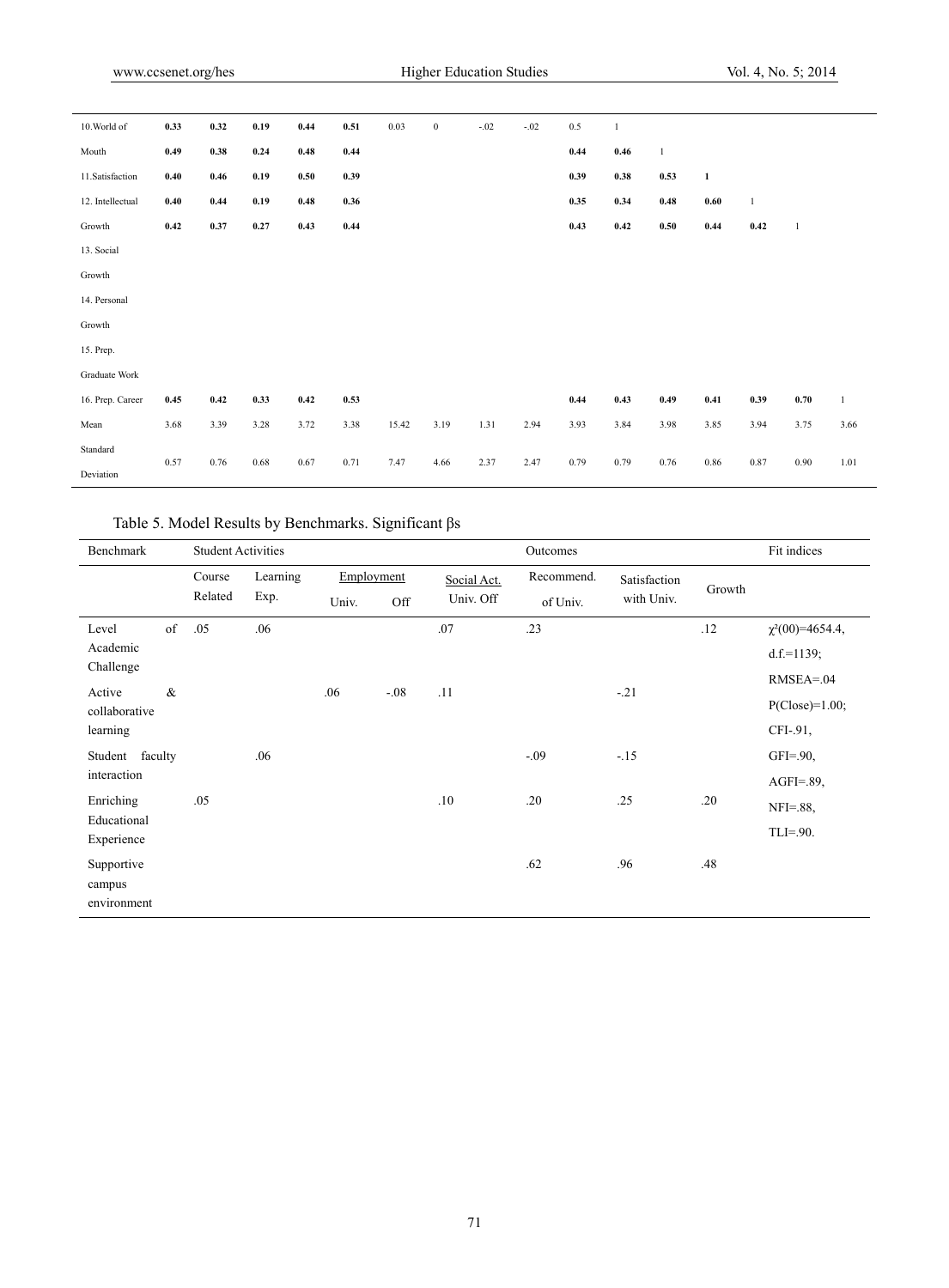| | | | | | | | | | | | | | | | | | |
|---|---|---|---|---|---|---|---|---|---|---|---|---|---|---|---|---|---|
| 10.World of | **0.33** | **0.32** | **0.19** | **0.44** | **0.51** | 0.03 | 0 | -.02 | -.02 | 0.5 | 1 | | | | | | |
| Mouth | **0.49** | **0.38** | **0.24** | **0.48** | **0.44** | | | | | **0.44** | **0.46** | 1 | | | | | |
| 11.Satisfaction | **0.40** | **0.46** | **0.19** | **0.50** | **0.39** | | | | | **0.39** | **0.38** | **0.53** | **1** | | | | |
| 12. Intellectual | **0.40** | **0.44** | **0.19** | **0.48** | **0.36** | | | | | **0.35** | **0.34** | **0.48** | **0.60** | 1 | | | |
| Growth | **0.42** | **0.37** | **0.27** | **0.43** | **0.44** | | | | | **0.43** | **0.42** | **0.50** | **0.44** | **0.42** | 1 | | |
| 13. Social | | | | | | | | | | | | | | | | | |
| Growth | | | | | | | | | | | | | | | | | |
| 14. Personal | | | | | | | | | | | | | | | | | |
| Growth | | | | | | | | | | | | | | | | | |
| 15. Prep. | | | | | | | | | | | | | | | | | |
| Graduate Work | | | | | | | | | | | | | | | | | |
| 16. Prep. Career | **0.45** | **0.42** | **0.33** | **0.42** | **0.53** | | | | | **0.44** | **0.43** | **0.49** | **0.41** | **0.39** | **0.70** | 1 | |
| Mean | 3.68 | 3.39 | 3.28 | 3.72 | 3.38 | 15.42 | 3.19 | 1.31 | 2.94 | 3.93 | 3.84 | 3.98 | 3.85 | 3.94 | 3.75 | 3.66 | |
| Standard Deviation | 0.57 | 0.76 | 0.68 | 0.67 | 0.71 | 7.47 | 4.66 | 2.37 | 2.47 | 0.79 | 0.79 | 0.76 | 0.86 | 0.87 | 0.90 | 1.01 | |

Table 5. Model Results by Benchmarks. Significant βs

| Benchmark | Student Activities | | | | Outcomes | | | | Fit indices |
|---|---|---|---|---|---|---|---|---|---|
| | Course Related | Learning Exp. | Employment Univ. | Employment Off | Social Act. Univ. Off | Recommend. of Univ. | Satisfaction with Univ. | Growth | |
| Level of Academic Challenge | .05 | .06 | | | .07 | .23 | | .12 | $\chi^2(00)$=4654.4, d.f.=1139; |
| Active & collaborative learning | | | .06 | -.08 | .11 | | -.21 | | RMSEA=.04 P(Close)=1.00; CFI-.91, |
| Student faculty interaction | | .06 | | | | -.09 | -.15 | | GFI=.90, AGFI=.89, |
| Enriching Educational Experience | .05 | | | | .10 | .20 | .25 | .20 | NFI=.88, TLI=.90. |
| Supportive campus environment | | | | | | .62 | .96 | .48 | |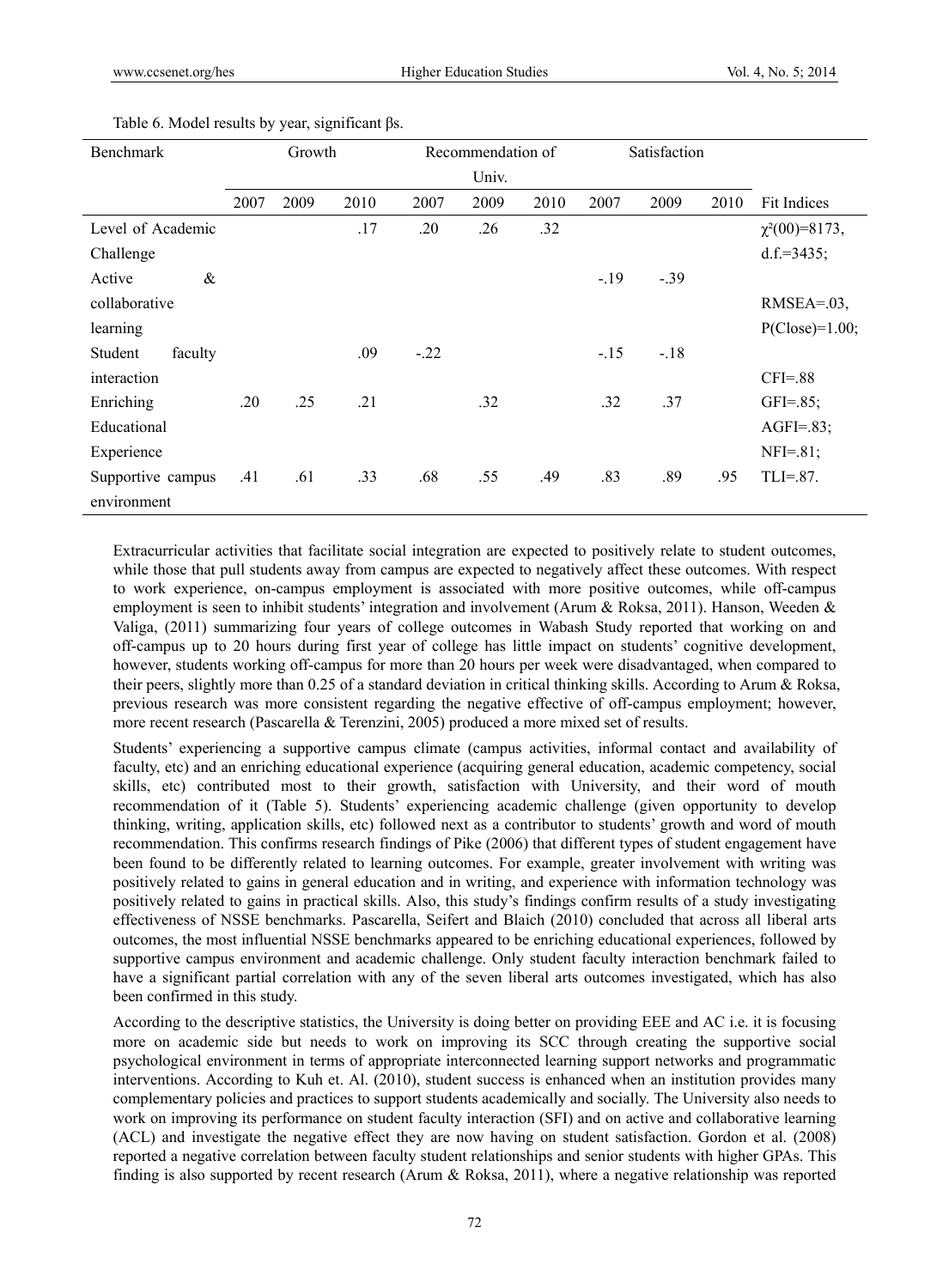Table 6. Model results by year, significant βs.

| Benchmark | Growth | | | Recommendation of Univ. | | | Satisfaction | | | |
|---|---|---|---|---|---|---|---|---|---|---|
| | 2007 | 2009 | 2010 | 2007 | 2009 | 2010 | 2007 | 2009 | 2010 | Fit Indices |
| Level of Academic Challenge | | | .17 | .20 | .26 | .32 | | | | $\chi^2(00)$=8173, d.f.=3435; |
| Active & collaborative learning | | | | | | | -.19 | -.39 | | RMSEA=.03, P(Close)=1.00; |
| Student faculty interaction | | | .09 | -.22 | | | -.15 | -.18 | | CFI=.88 |
| Enriching Educational Experience | .20 | .25 | .21 | | .32 | | .32 | .37 | | GFI=.85; AGFI=.83; NFI=.81; |
| Supportive campus environment | .41 | .61 | .33 | .68 | .55 | .49 | .83 | .89 | .95 | TLI=.87. |

Extracurricular activities that facilitate social integration are expected to positively relate to student outcomes, while those that pull students away from campus are expected to negatively affect these outcomes. With respect to work experience, on-campus employment is associated with more positive outcomes, while off-campus employment is seen to inhibit students' integration and involvement (Arum & Roksa, 2011). Hanson, Weeden & Valiga, (2011) summarizing four years of college outcomes in Wabash Study reported that working on and off-campus up to 20 hours during first year of college has little impact on students' cognitive development, however, students working off-campus for more than 20 hours per week were disadvantaged, when compared to their peers, slightly more than 0.25 of a standard deviation in critical thinking skills. According to Arum & Roksa, previous research was more consistent regarding the negative effective of off-campus employment; however, more recent research (Pascarella & Terenzini, 2005) produced a more mixed set of results.

Students' experiencing a supportive campus climate (campus activities, informal contact and availability of faculty, etc) and an enriching educational experience (acquiring general education, academic competency, social skills, etc) contributed most to their growth, satisfaction with University, and their word of mouth recommendation of it (Table 5). Students' experiencing academic challenge (given opportunity to develop thinking, writing, application skills, etc) followed next as a contributor to students' growth and word of mouth recommendation. This confirms research findings of Pike (2006) that different types of student engagement have been found to be differently related to learning outcomes. For example, greater involvement with writing was positively related to gains in general education and in writing, and experience with information technology was positively related to gains in practical skills. Also, this study's findings confirm results of a study investigating effectiveness of NSSE benchmarks. Pascarella, Seifert and Blaich (2010) concluded that across all liberal arts outcomes, the most influential NSSE benchmarks appeared to be enriching educational experiences, followed by supportive campus environment and academic challenge. Only student faculty interaction benchmark failed to have a significant partial correlation with any of the seven liberal arts outcomes investigated, which has also been confirmed in this study.

According to the descriptive statistics, the University is doing better on providing EEE and AC i.e. it is focusing more on academic side but needs to work on improving its SCC through creating the supportive social psychological environment in terms of appropriate interconnected learning support networks and programmatic interventions. According to Kuh et. Al. (2010), student success is enhanced when an institution provides many complementary policies and practices to support students academically and socially. The University also needs to work on improving its performance on student faculty interaction (SFI) and on active and collaborative learning (ACL) and investigate the negative effect they are now having on student satisfaction. Gordon et al. (2008) reported a negative correlation between faculty student relationships and senior students with higher GPAs. This finding is also supported by recent research (Arum & Roksa, 2011), where a negative relationship was reported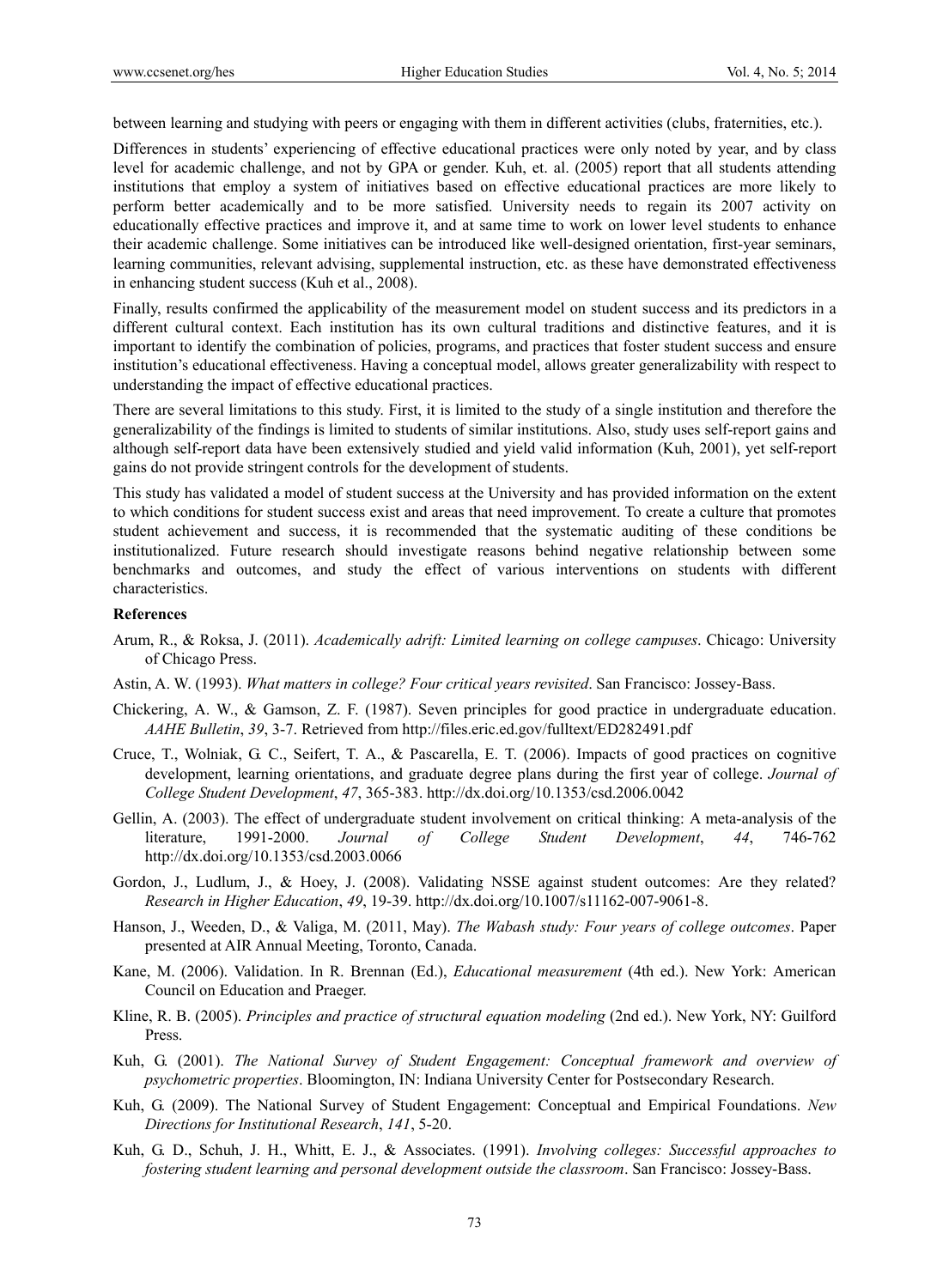between learning and studying with peers or engaging with them in different activities (clubs, fraternities, etc.).

Differences in students' experiencing of effective educational practices were only noted by year, and by class level for academic challenge, and not by GPA or gender. Kuh, et. al. (2005) report that all students attending institutions that employ a system of initiatives based on effective educational practices are more likely to perform better academically and to be more satisfied. University needs to regain its 2007 activity on educationally effective practices and improve it, and at same time to work on lower level students to enhance their academic challenge. Some initiatives can be introduced like well-designed orientation, first-year seminars, learning communities, relevant advising, supplemental instruction, etc. as these have demonstrated effectiveness in enhancing student success (Kuh et al., 2008).

Finally, results confirmed the applicability of the measurement model on student success and its predictors in a different cultural context. Each institution has its own cultural traditions and distinctive features, and it is important to identify the combination of policies, programs, and practices that foster student success and ensure institution's educational effectiveness. Having a conceptual model, allows greater generalizability with respect to understanding the impact of effective educational practices.

There are several limitations to this study. First, it is limited to the study of a single institution and therefore the generalizability of the findings is limited to students of similar institutions. Also, study uses self-report gains and although self-report data have been extensively studied and yield valid information (Kuh, 2001), yet self-report gains do not provide stringent controls for the development of students.

This study has validated a model of student success at the University and has provided information on the extent to which conditions for student success exist and areas that need improvement. To create a culture that promotes student achievement and success, it is recommended that the systematic auditing of these conditions be institutionalized. Future research should investigate reasons behind negative relationship between some benchmarks and outcomes, and study the effect of various interventions on students with different characteristics.

### References

Arum, R., & Roksa, J. (2011). *Academically adrift: Limited learning on college campuses*. Chicago: University of Chicago Press.

Astin, A. W. (1993). *What matters in college? Four critical years revisited*. San Francisco: Jossey-Bass.

Chickering, A. W., & Gamson, Z. F. (1987). Seven principles for good practice in undergraduate education. *AAHE Bulletin*, *39*, 3-7. Retrieved from http://files.eric.ed.gov/fulltext/ED282491.pdf

Cruce, T., Wolniak, G. C., Seifert, T. A., & Pascarella, E. T. (2006). Impacts of good practices on cognitive development, learning orientations, and graduate degree plans during the first year of college. *Journal of College Student Development*, *47*, 365-383. http://dx.doi.org/10.1353/csd.2006.0042

Gellin, A. (2003). The effect of undergraduate student involvement on critical thinking: A meta-analysis of the literature, 1991-2000. *Journal of College Student Development*, *44*, 746-762 http://dx.doi.org/10.1353/csd.2003.0066

Gordon, J., Ludlum, J., & Hoey, J. (2008). Validating NSSE against student outcomes: Are they related? *Research in Higher Education*, *49*, 19-39. http://dx.doi.org/10.1007/s11162-007-9061-8.

Hanson, J., Weeden, D., & Valiga, M. (2011, May). *The Wabash study: Four years of college outcomes*. Paper presented at AIR Annual Meeting, Toronto, Canada.

Kane, M. (2006). Validation. In R. Brennan (Ed.), *Educational measurement* (4th ed.). New York: American Council on Education and Praeger.

Kline, R. B. (2005). *Principles and practice of structural equation modeling* (2nd ed.). New York, NY: Guilford Press.

Kuh, G. (2001). *The National Survey of Student Engagement: Conceptual framework and overview of psychometric properties*. Bloomington, IN: Indiana University Center for Postsecondary Research.

Kuh, G. (2009). The National Survey of Student Engagement: Conceptual and Empirical Foundations. *New Directions for Institutional Research*, *141*, 5-20.

Kuh, G. D., Schuh, J. H., Whitt, E. J., & Associates. (1991). *Involving colleges: Successful approaches to fostering student learning and personal development outside the classroom*. San Francisco: Jossey-Bass.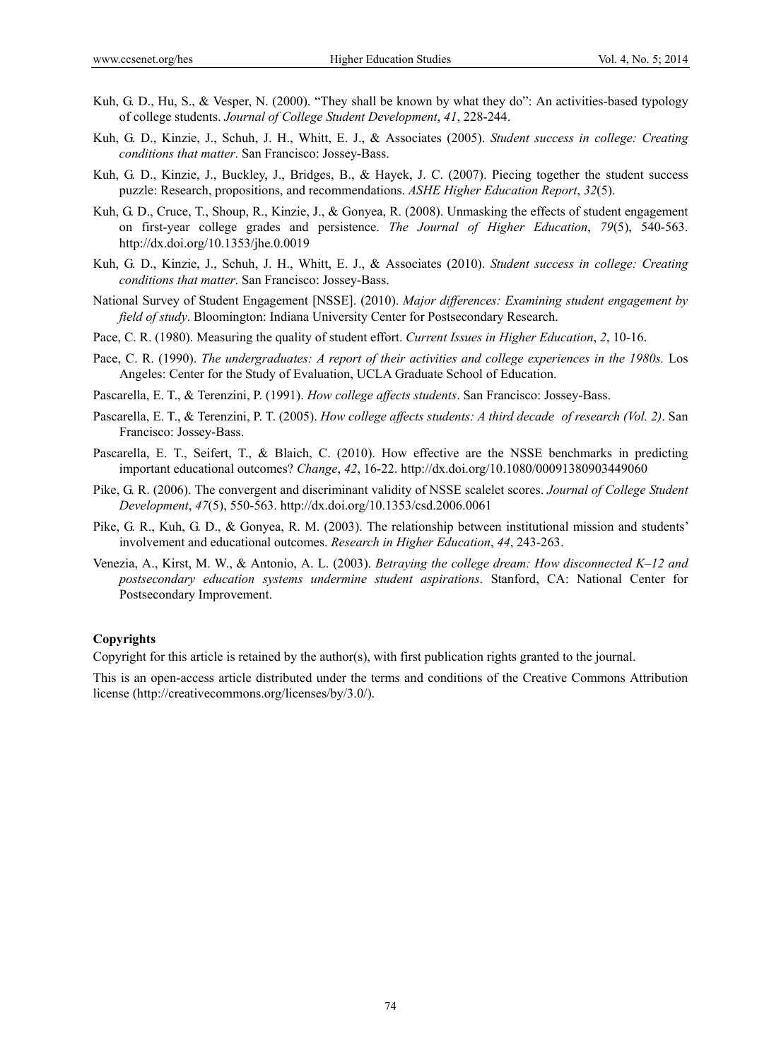Kuh, G. D., Hu, S., & Vesper, N. (2000). "They shall be known by what they do": An activities-based typology of college students. *Journal of College Student Development*, *41*, 228-244.

Kuh, G. D., Kinzie, J., Schuh, J. H., Whitt, E. J., & Associates (2005). *Student success in college: Creating conditions that matter*. San Francisco: Jossey-Bass.

Kuh, G. D., Kinzie, J., Buckley, J., Bridges, B., & Hayek, J. C. (2007). Piecing together the student success puzzle: Research, propositions, and recommendations. *ASHE Higher Education Report*, *32*(5).

Kuh, G. D., Cruce, T., Shoup, R., Kinzie, J., & Gonyea, R. (2008). Unmasking the effects of student engagement on first-year college grades and persistence. *The Journal of Higher Education*, *79*(5), 540-563. http://dx.doi.org/10.1353/jhe.0.0019

Kuh, G. D., Kinzie, J., Schuh, J. H., Whitt, E. J., & Associates (2010). *Student success in college: Creating conditions that matter*. San Francisco: Jossey-Bass.

National Survey of Student Engagement [NSSE]. (2010). *Major differences: Examining student engagement by field of study*. Bloomington: Indiana University Center for Postsecondary Research.

Pace, C. R. (1980). Measuring the quality of student effort. *Current Issues in Higher Education*, *2*, 10-16.

Pace, C. R. (1990). *The undergraduates: A report of their activities and college experiences in the 1980s.* Los Angeles: Center for the Study of Evaluation, UCLA Graduate School of Education.

Pascarella, E. T., & Terenzini, P. (1991). *How college affects students*. San Francisco: Jossey-Bass.

Pascarella, E. T., & Terenzini, P. T. (2005). *How college affects students: A third decade of research (Vol. 2)*. San Francisco: Jossey-Bass.

Pascarella, E. T., Seifert, T., & Blaich, C. (2010). How effective are the NSSE benchmarks in predicting important educational outcomes? *Change*, *42*, 16-22. http://dx.doi.org/10.1080/00091380903449060

Pike, G. R. (2006). The convergent and discriminant validity of NSSE scalelet scores. *Journal of College Student Development*, *47*(5), 550-563. http://dx.doi.org/10.1353/csd.2006.0061

Pike, G. R., Kuh, G. D., & Gonyea, R. M. (2003). The relationship between institutional mission and students' involvement and educational outcomes. *Research in Higher Education*, *44*, 243-263.

Venezia, A., Kirst, M. W., & Antonio, A. L. (2003). *Betraying the college dream: How disconnected K–12 and postsecondary education systems undermine student aspirations*. Stanford, CA: National Center for Postsecondary Improvement.

**Copyrights**

Copyright for this article is retained by the author(s), with first publication rights granted to the journal.

This is an open-access article distributed under the terms and conditions of the Creative Commons Attribution license (http://creativecommons.org/licenses/by/3.0/).